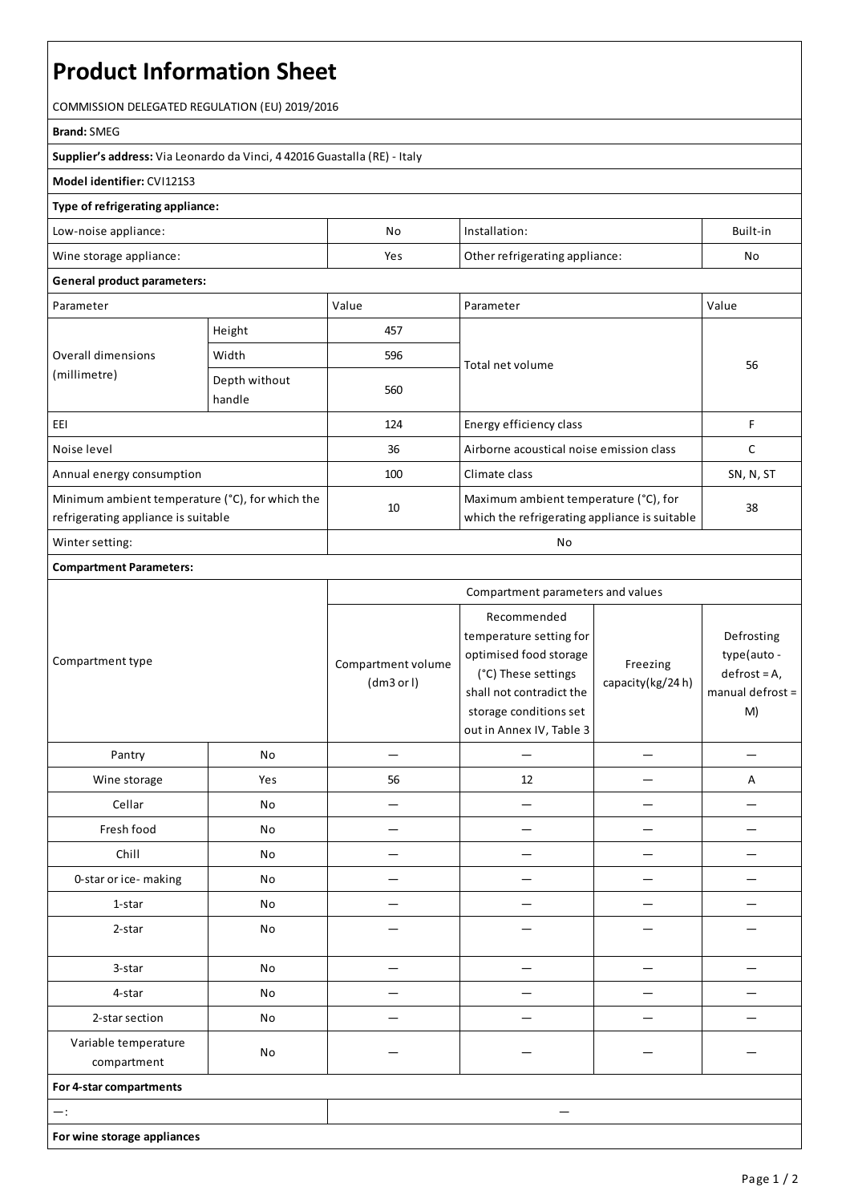# Product Information Sheet

COMMISSION DELEGATED REGULATION (EU) 2019/2016

**Brand:** SMEG

**Supplier's address:** Via Leonardo da Vinci, 4 42016 Guastalla (RE) - Italy

**Model identifier:** CVI121S3

**Type of refrigerating appliance:**

| | | | |
|---|---|---|---|
| Low-noise appliance: | No | Installation: | Built-in |
| Wine storage appliance: | Yes | Other refrigerating appliance: | No |

**General product parameters:**

| Parameter | | Value | Parameter | Value |
|---|---|---|---|---|
| Overall dimensions (millimetre) | Height | 457 | Total net volume | 56 |
| | Width | 596 | | |
| | Depth without handle | 560 | | |
| EEI | | 124 | Energy efficiency class | F |
| Noise level | | 36 | Airborne acoustical noise emission class | C |
| Annual energy consumption | | 100 | Climate class | SN, N, ST |
| Minimum ambient temperature (°C), for which the refrigerating appliance is suitable | | 10 | Maximum ambient temperature (°C), for which the refrigerating appliance is suitable | 38 |
| Winter setting: | | No | | |

**Compartment Parameters:**

| Compartment type | | Compartment parameters and values | | | |
|---|---|---|---|---|---|
| | | Compartment volume (dm3 or l) | Recommended temperature setting for optimised food storage (°C) These settings shall not contradict the storage conditions set out in Annex IV, Table 3 | Freezing capacity(kg/24 h) | Defrosting type(auto - defrost = A, manual defrost = M) |
| Pantry | No | — | — | — | — |
| Wine storage | Yes | 56 | 12 | — | A |
| Cellar | No | — | — | — | — |
| Fresh food | No | — | — | — | — |
| Chill | No | — | — | — | — |
| 0-star or ice- making | No | — | — | — | — |
| 1-star | No | — | — | — | — |
| 2-star | No | — | — | — | — |
| 3-star | No | — | — | — | — |
| 4-star | No | — | — | — | — |
| 2-star section | No | — | — | — | — |
| Variable temperature compartment | No | — | — | — | — |

**For 4-star compartments**

| | |
|---|---|
| —: | — |

**For wine storage appliances**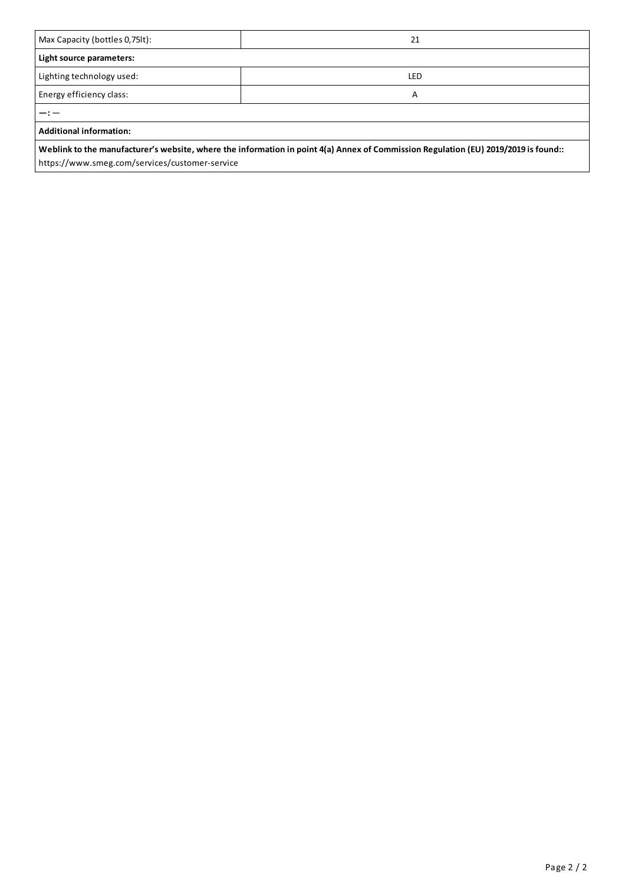| | |
|---|---|
| Max Capacity (bottles 0,75lt): | 21 |
| **Light source parameters:** | |
| Lighting technology used: | LED |
| Energy efficiency class: | A |
| —: — | |
| **Additional information:** | |
| **Weblink to the manufacturer's website, where the information in point 4(a) Annex of Commission Regulation (EU) 2019/2019 is found::** https://www.smeg.com/services/customer-service | |